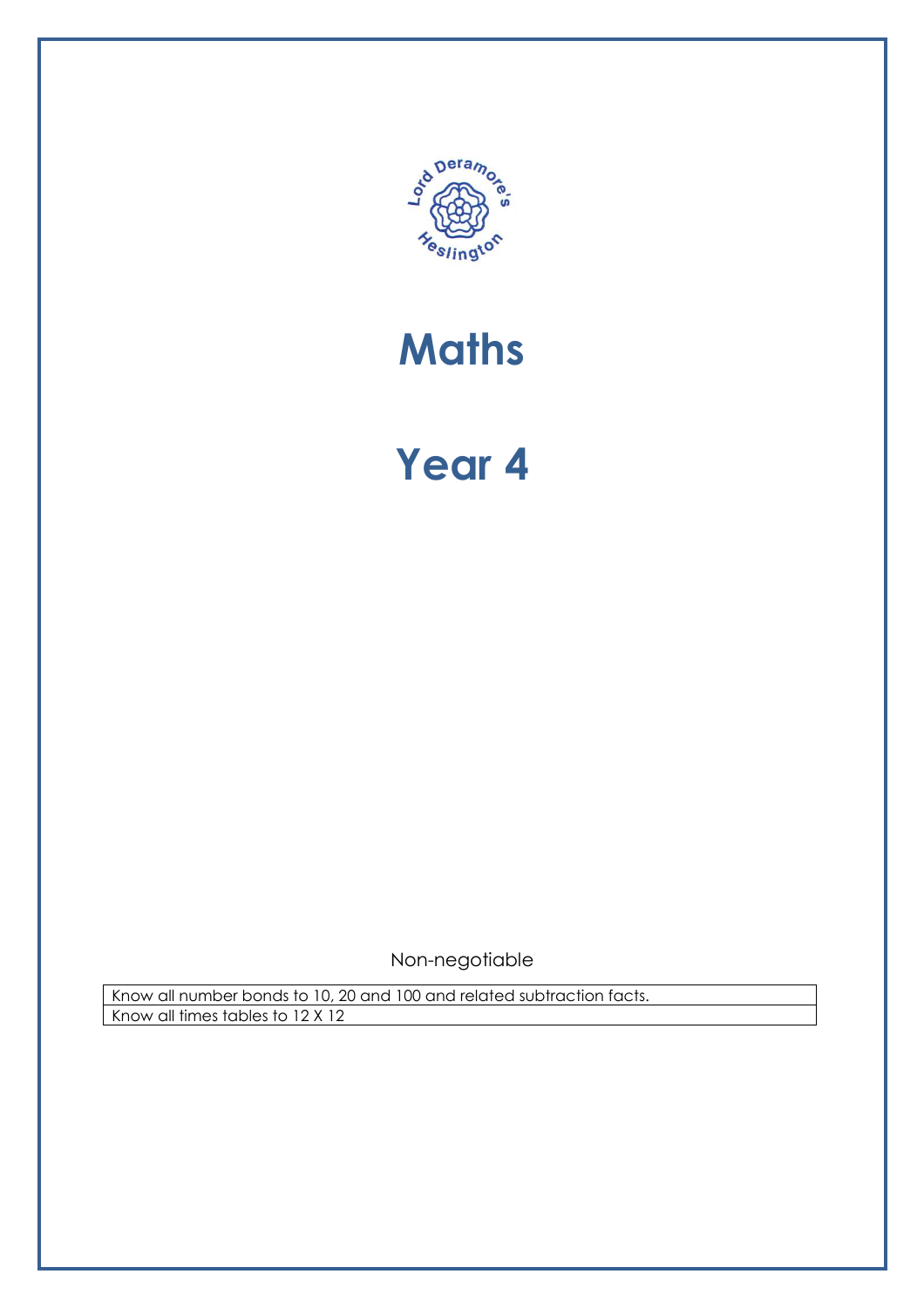# Maths

# Year 4

Non-negotiable

| Know all number bonds to 10, 20 and 100 and related subtraction facts. |
| --- |
| Know all times tables to 12 X 12 |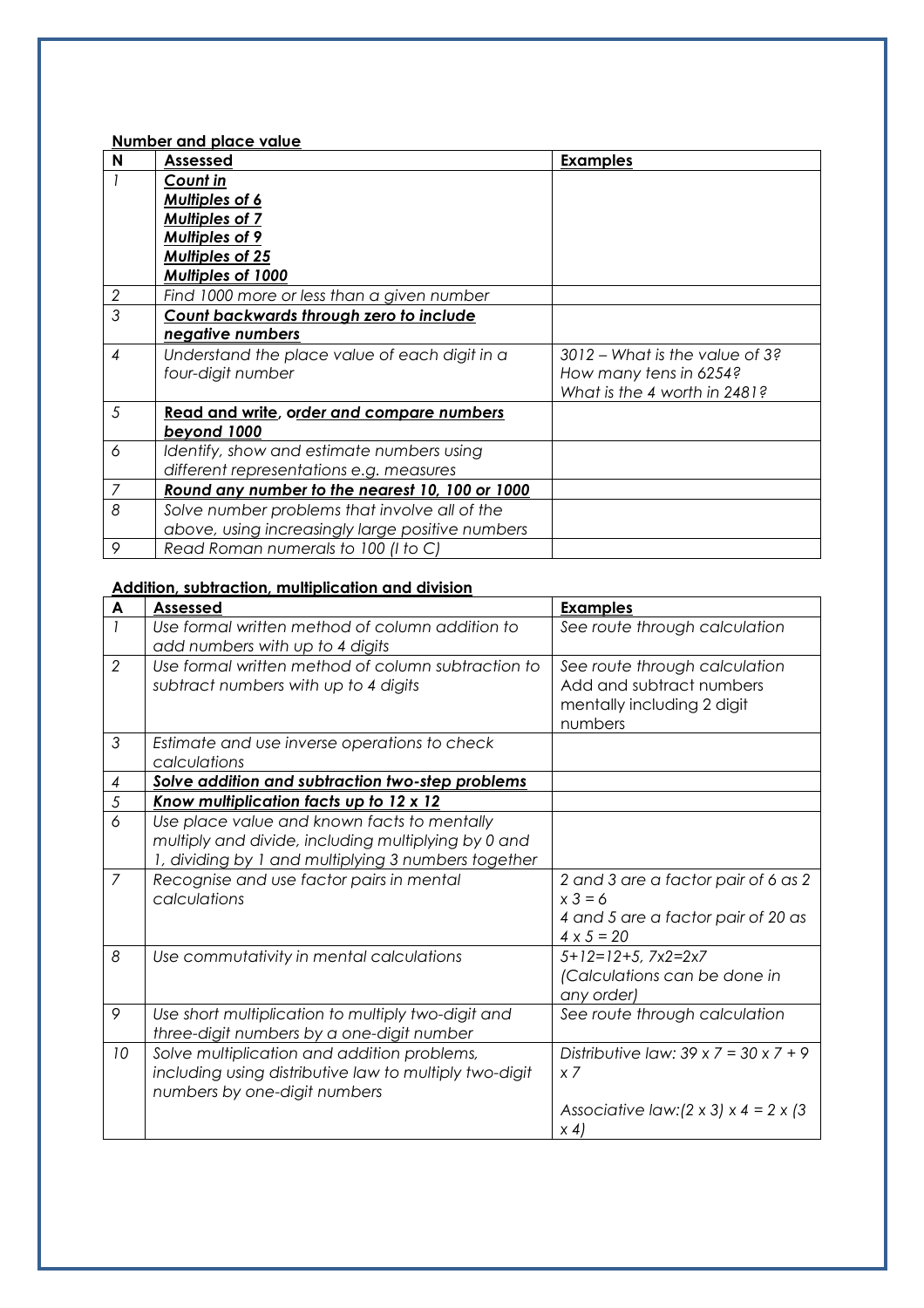**Number and place value**

| N | Assessed | Examples |
|---|---|---|
| *1* | ***Count in***<br>***Multiples of 6***<br>***Multiples of 7***<br>***Multiples of 9***<br>***Multiples of 25***<br>***Multiples of 1000*** | |
| *2* | *Find 1000 more or less than a given number* | |
| *3* | ***Count backwards through zero to include negative numbers*** | |
| *4* | *Understand the place value of each digit in a four-digit number* | *3012 – What is the value of 3?*<br>*How many tens in 6254?*<br>*What is the 4 worth in 2481?* |
| *5* | ***Read and write, order and compare numbers beyond 1000*** | |
| *6* | *Identify, show and estimate numbers using different representations e.g. measures* | |
| *7* | ***Round any number to the nearest 10, 100 or 1000*** | |
| *8* | *Solve number problems that involve all of the above, using increasingly large positive numbers* | |
| *9* | *Read Roman numerals to 100 (I to C)* | |

**Addition, subtraction, multiplication and division**

| A | Assessed | Examples |
|---|---|---|
| *1* | *Use formal written method of column addition to add numbers with up to 4 digits* | *See route through calculation* |
| *2* | *Use formal written method of column subtraction to subtract numbers with up to 4 digits* | *See route through calculation*<br>Add and subtract numbers mentally including 2 digit numbers |
| *3* | *Estimate and use inverse operations to check calculations* | |
| *4* | ***Solve addition and subtraction two-step problems*** | |
| *5* | ***Know multiplication facts up to 12 x 12*** | |
| *6* | *Use place value and known facts to mentally multiply and divide, including multiplying by 0 and 1, dividing by 1 and multiplying 3 numbers together* | |
| *7* | *Recognise and use factor pairs in mental calculations* | *2 and 3 are a factor pair of 6 as 2 x 3 = 6*<br>*4 and 5 are a factor pair of 20 as 4 x 5 = 20* |
| *8* | *Use commutativity in mental calculations* | *5+12=12+5, 7x2=2x7*<br>*(Calculations can be done in any order)* |
| *9* | *Use short multiplication to multiply two-digit and three-digit numbers by a one-digit number* | *See route through calculation* |
| *10* | *Solve multiplication and addition problems, including using distributive law to multiply two-digit numbers by one-digit numbers* | *Distributive law: 39 x 7 = 30 x 7 + 9 x 7*<br><br>*Associative law:(2 x 3) x 4 = 2 x (3 x 4)* |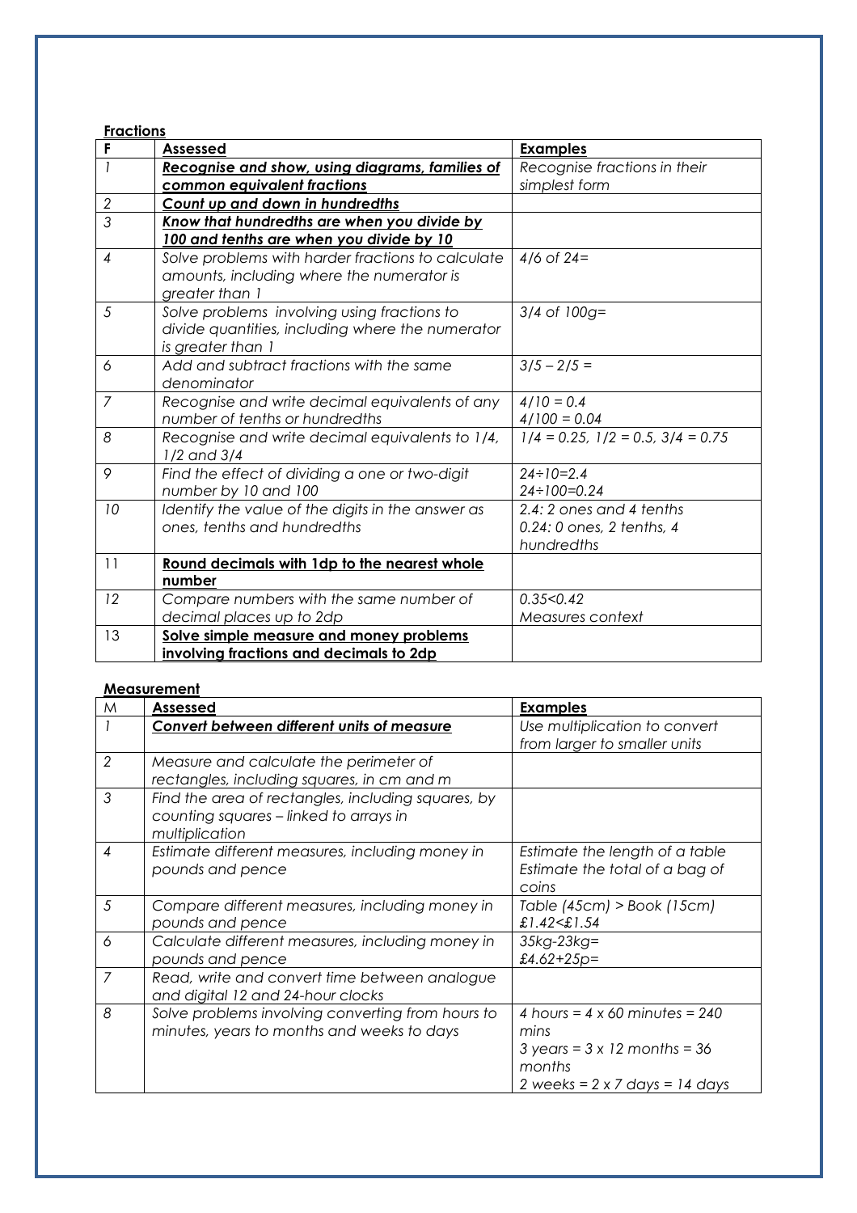**Fractions**

| F | **Assessed** | **Examples** |
|---|---|---|
| *1* | ***Recognise and show, using diagrams, families of common equivalent fractions*** | *Recognise fractions in their simplest form* |
| *2* | ***Count up and down in hundredths*** | |
| *3* | ***Know that hundredths are when you divide by 100 and tenths are when you divide by 10*** | |
| *4* | *Solve problems with harder fractions to calculate amounts, including where the numerator is greater than 1* | *4/6 of 24=* |
| *5* | *Solve problems involving using fractions to divide quantities, including where the numerator is greater than 1* | *3/4 of 100g=* |
| *6* | *Add and subtract fractions with the same denominator* | *3/5 – 2/5 =* |
| *7* | *Recognise and write decimal equivalents of any number of tenths or hundredths* | *4/10 = 0.4*<br>*4/100 = 0.04* |
| *8* | *Recognise and write decimal equivalents to 1/4, 1/2 and 3/4* | *1/4 = 0.25, 1/2 = 0.5, 3/4 = 0.75* |
| *9* | *Find the effect of dividing a one or two-digit number by 10 and 100* | *24÷10=2.4*<br>*24÷100=0.24* |
| *10* | *Identify the value of the digits in the answer as ones, tenths and hundredths* | *2.4: 2 ones and 4 tenths*<br>*0.24: 0 ones, 2 tenths, 4 hundredths* |
| 11 | **Round decimals with 1dp to the nearest whole number** | |
| *12* | *Compare numbers with the same number of decimal places up to 2dp* | *0.35<0.42*<br>*Measures context* |
| 13 | **Solve simple measure and money problems involving fractions and decimals to 2dp** | |

**Measurement**

| M | **Assessed** | **Examples** |
|---|---|---|
| *1* | ***Convert between different units of measure*** | *Use multiplication to convert from larger to smaller units* |
| *2* | *Measure and calculate the perimeter of rectangles, including squares, in cm and m* | |
| *3* | *Find the area of rectangles, including squares, by counting squares – linked to arrays in multiplication* | |
| *4* | *Estimate different measures, including money in pounds and pence* | *Estimate the length of a table*<br>*Estimate the total of a bag of coins* |
| *5* | *Compare different measures, including money in pounds and pence* | *Table (45cm) > Book (15cm)*<br>*£1.42<£1.54* |
| *6* | *Calculate different measures, including money in pounds and pence* | *35kg-23kg=*<br>*£4.62+25p=* |
| *7* | *Read, write and convert time between analogue and digital 12 and 24-hour clocks* | |
| *8* | *Solve problems involving converting from hours to minutes, years to months and weeks to days* | *4 hours = 4 x 60 minutes = 240 mins*<br>*3 years = 3 x 12 months = 36 months*<br>*2 weeks = 2 x 7 days = 14 days* |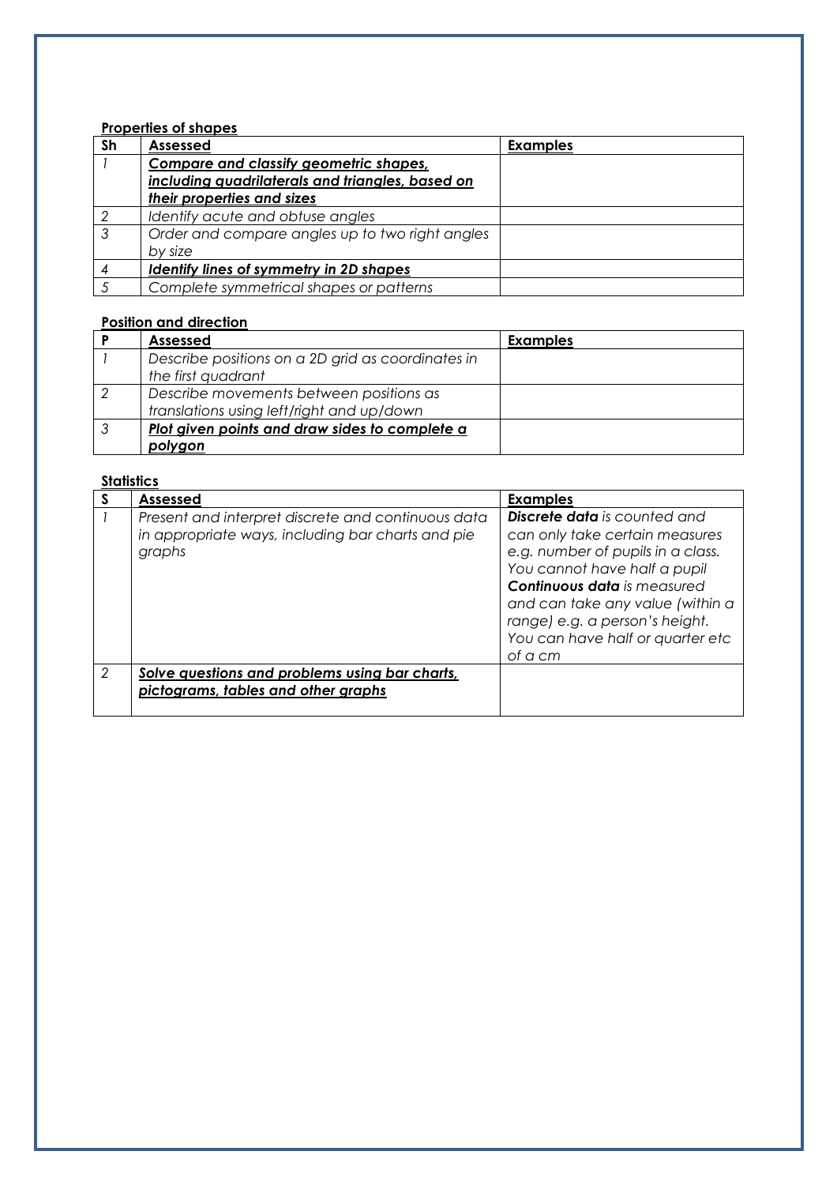**Properties of shapes**

| Sh | Assessed | Examples |
|---|---|---|
| *1* | ***Compare and classify geometric shapes, including quadrilaterals and triangles, based on their properties and sizes*** | |
| *2* | *Identify acute and obtuse angles* | |
| *3* | *Order and compare angles up to two right angles by size* | |
| *4* | ***Identify lines of symmetry in 2D shapes*** | |
| *5* | *Complete symmetrical shapes or patterns* | |

**Position and direction**

| P | Assessed | Examples |
|---|---|---|
| *1* | *Describe positions on a 2D grid as coordinates in the first quadrant* | |
| *2* | *Describe movements between positions as translations using left/right and up/down* | |
| *3* | ***Plot given points and draw sides to complete a polygon*** | |

**Statistics**

| S | Assessed | Examples |
|---|---|---|
| *1* | *Present and interpret discrete and continuous data in appropriate ways, including bar charts and pie graphs* | ***Discrete data*** *is counted and can only take certain measures e.g. number of pupils in a class. You cannot have half a pupil* ***Continuous data*** *is measured and can take any value (within a range) e.g. a person's height. You can have half or quarter etc of a cm* |
| *2* | ***Solve questions and problems using bar charts, pictograms, tables and other graphs*** | |